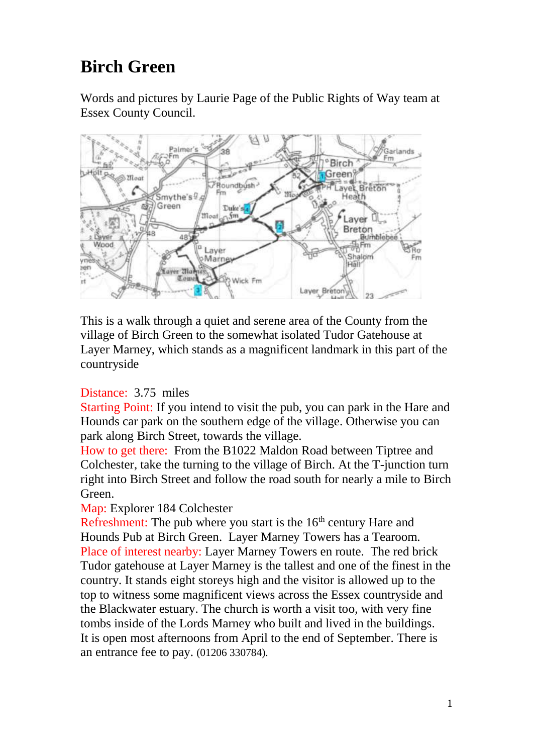# Birch Green

Words and pictures by Laurie Page of the Public Rights of Way team at Essex County Council.

This is a walk through a quiet and serene area of the County from the village of Birch Green to the somewhat isolated Tudor Gatehouse at Layer Marney, which stands as a magnificent landmark in this part of the countryside

Distance: 3.75 miles

Starting Point: If you intend to visit the pub, you can park in the Hare and Hounds car park on the southern edge of the village. Otherwise you can park along Birch Street, towards the village.

How to get there: From the B1022 Maldon Road between Tiptree and Colchester, take the turning to the village of Birch. At the T-junction turn right into Birch Street and follow the road south for nearly a mile to Birch Green.

Map: Explorer 184 Colchester

Refreshment: The pub where you start is the 16th century Hare and Hounds Pub at Birch Green. Layer Marney Towers has a Tearoom.

Place of interest nearby: Layer Marney Towers en route. The red brick Tudor gatehouse at Layer Marney is the tallest and one of the finest in the country. It stands eight storeys high and the visitor is allowed up to the top to witness some magnificent views across the Essex countryside and the Blackwater estuary. The church is worth a visit too, with very fine tombs inside of the Lords Marney who built and lived in the buildings. It is open most afternoons from April to the end of September. There is an entrance fee to pay. (01206 330784).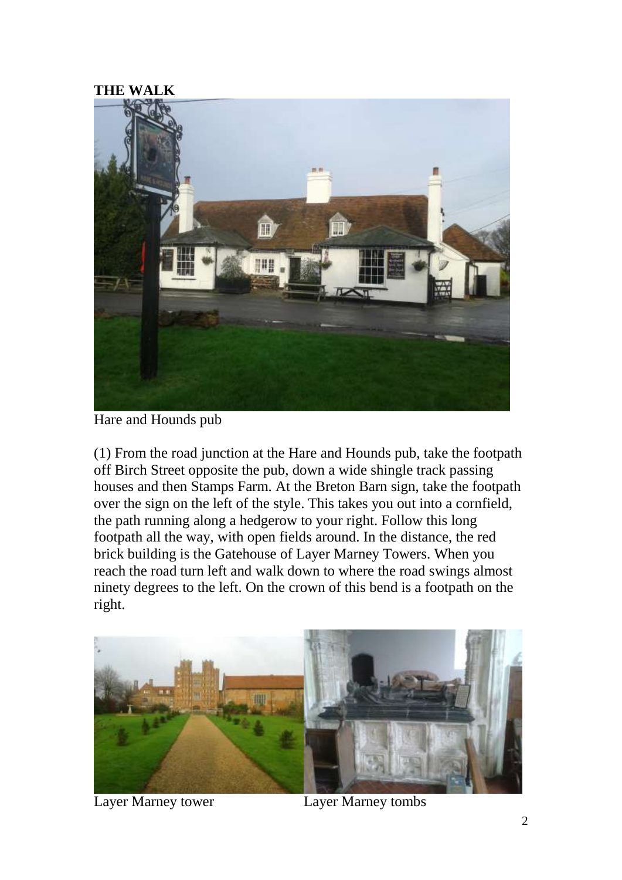**THE WALK**

Hare and Hounds pub

(1) From the road junction at the Hare and Hounds pub, take the footpath off Birch Street opposite the pub, down a wide shingle track passing houses and then Stamps Farm. At the Breton Barn sign, take the footpath over the sign on the left of the style. This takes you out into a cornfield, the path running along a hedgerow to your right. Follow this long footpath all the way, with open fields around. In the distance, the red brick building is the Gatehouse of Layer Marney Towers. When you reach the road turn left and walk down to where the road swings almost ninety degrees to the left. On the crown of this bend is a footpath on the right.

Layer Marney tower

Layer Marney tombs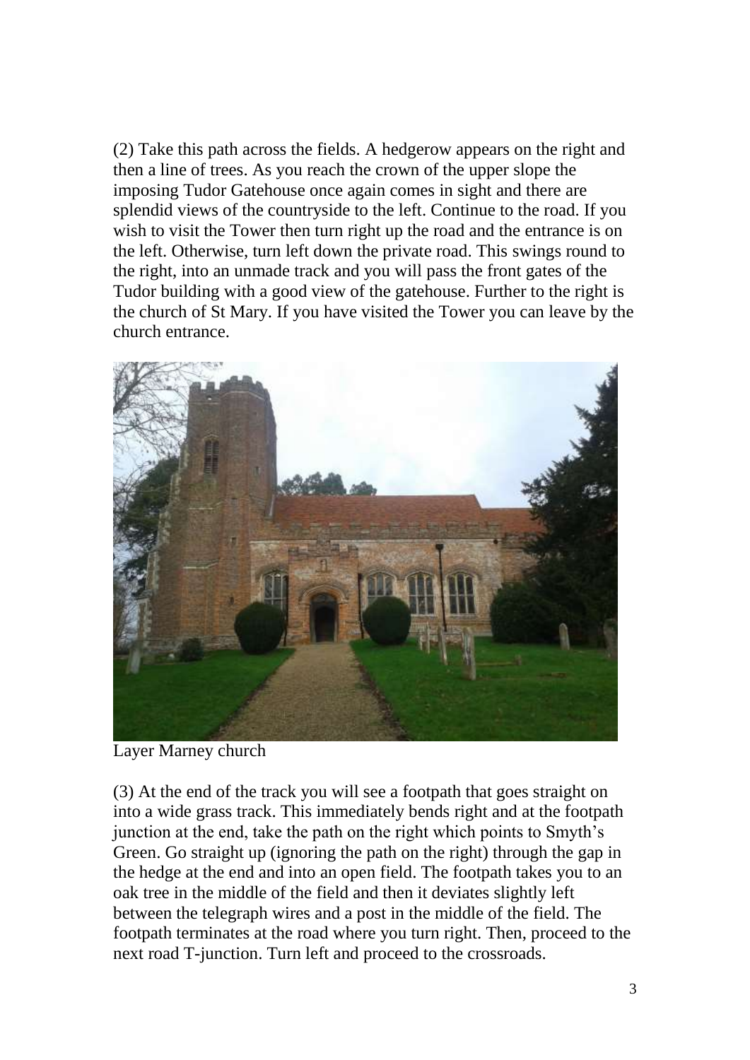(2) Take this path across the fields. A hedgerow appears on the right and then a line of trees. As you reach the crown of the upper slope the imposing Tudor Gatehouse once again comes in sight and there are splendid views of the countryside to the left. Continue to the road. If you wish to visit the Tower then turn right up the road and the entrance is on the left. Otherwise, turn left down the private road. This swings round to the right, into an unmade track and you will pass the front gates of the Tudor building with a good view of the gatehouse. Further to the right is the church of St Mary. If you have visited the Tower you can leave by the church entrance.

Layer Marney church

(3) At the end of the track you will see a footpath that goes straight on into a wide grass track. This immediately bends right and at the footpath junction at the end, take the path on the right which points to Smyth's Green. Go straight up (ignoring the path on the right) through the gap in the hedge at the end and into an open field. The footpath takes you to an oak tree in the middle of the field and then it deviates slightly left between the telegraph wires and a post in the middle of the field. The footpath terminates at the road where you turn right. Then, proceed to the next road T-junction. Turn left and proceed to the crossroads.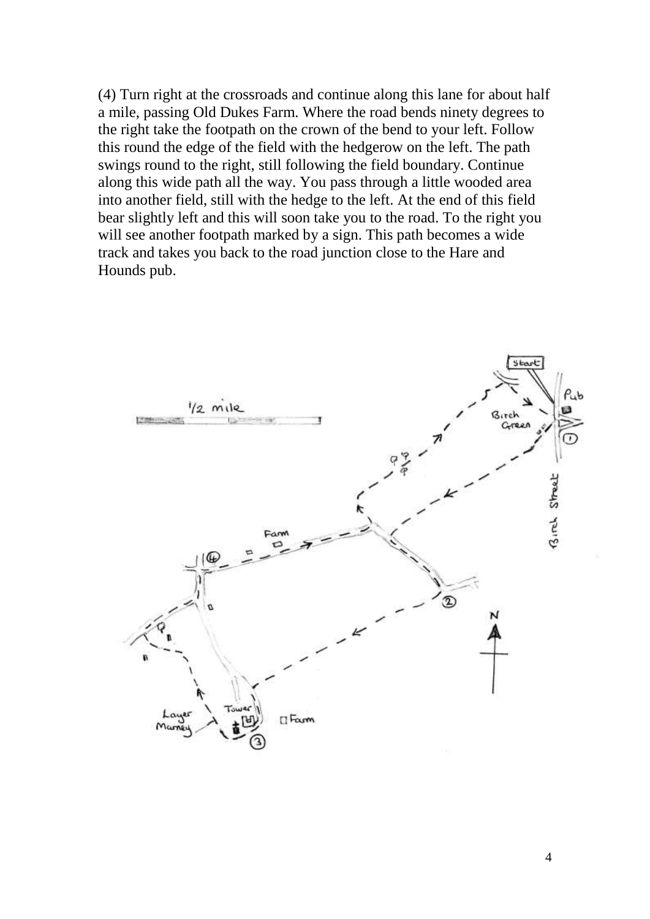(4) Turn right at the crossroads and continue along this lane for about half a mile, passing Old Dukes Farm. Where the road bends ninety degrees to the right take the footpath on the crown of the bend to your left. Follow this round the edge of the field with the hedgerow on the left. The path swings round to the right, still following the field boundary. Continue along this wide path all the way. You pass through a little wooded area into another field, still with the hedge to the left. At the end of this field bear slightly left and this will soon take you to the road. To the right you will see another footpath marked by a sign. This path becomes a wide track and takes you back to the road junction close to the Hare and Hounds pub.

Start

Pub

1/2 mile

Birch Green

1

Birch Street

Farm

4

2

N

Layer Marney

Tower

3

Farm